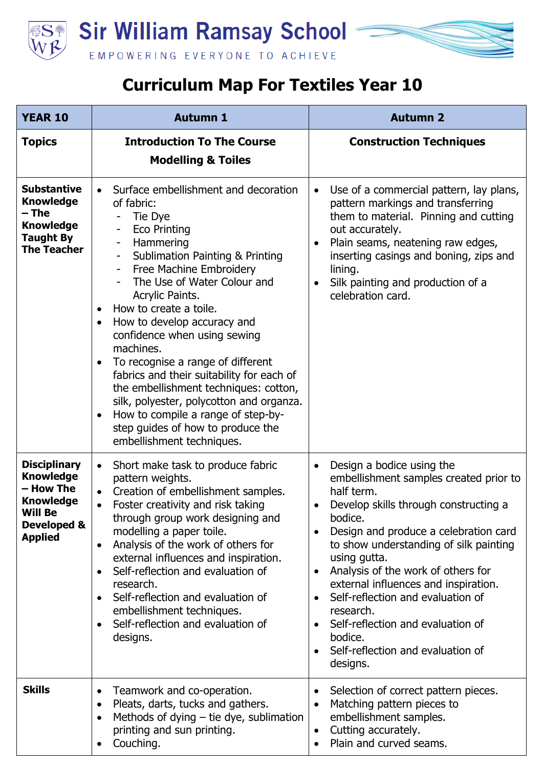# Sir William Ramsay School

EMPOWERING EVERYONE TO ACHIEVE

## Curriculum Map For Textiles Year 10

| YEAR 10 | Autumn 1 | Autumn 2 |
|---|---|---|
| **Topics** | **Introduction To The Course**<br>**Modelling & Toiles** | **Construction Techniques** |
| **Substantive Knowledge – The Knowledge Taught By The Teacher** | • Surface embellishment and decoration of fabric:<br>- Tie Dye<br>- Eco Printing<br>- Hammering<br>- Sublimation Painting & Printing<br>- Free Machine Embroidery<br>- The Use of Water Colour and Acrylic Paints.<br>• How to create a toile.<br>• How to develop accuracy and confidence when using sewing machines.<br>• To recognise a range of different fabrics and their suitability for each of the embellishment techniques: cotton, silk, polyester, polycotton and organza.<br>• How to compile a range of step-by-step guides of how to produce the embellishment techniques. | • Use of a commercial pattern, lay plans, pattern markings and transferring them to material. Pinning and cutting out accurately.<br>• Plain seams, neatening raw edges, inserting casings and boning, zips and lining.<br>• Silk painting and production of a celebration card. |
| **Disciplinary Knowledge – How The Knowledge Will Be Developed & Applied** | • Short make task to produce fabric pattern weights.<br>• Creation of embellishment samples.<br>• Foster creativity and risk taking through group work designing and modelling a paper toile.<br>• Analysis of the work of others for external influences and inspiration.<br>• Self-reflection and evaluation of research.<br>• Self-reflection and evaluation of embellishment techniques.<br>• Self-reflection and evaluation of designs. | • Design a bodice using the embellishment samples created prior to half term.<br>• Develop skills through constructing a bodice.<br>• Design and produce a celebration card to show understanding of silk painting using gutta.<br>• Analysis of the work of others for external influences and inspiration.<br>• Self-reflection and evaluation of research.<br>• Self-reflection and evaluation of bodice.<br>• Self-reflection and evaluation of designs. |
| **Skills** | • Teamwork and co-operation.<br>• Pleats, darts, tucks and gathers.<br>• Methods of dying – tie dye, sublimation printing and sun printing.<br>• Couching. | • Selection of correct pattern pieces.<br>• Matching pattern pieces to embellishment samples.<br>• Cutting accurately.<br>• Plain and curved seams. |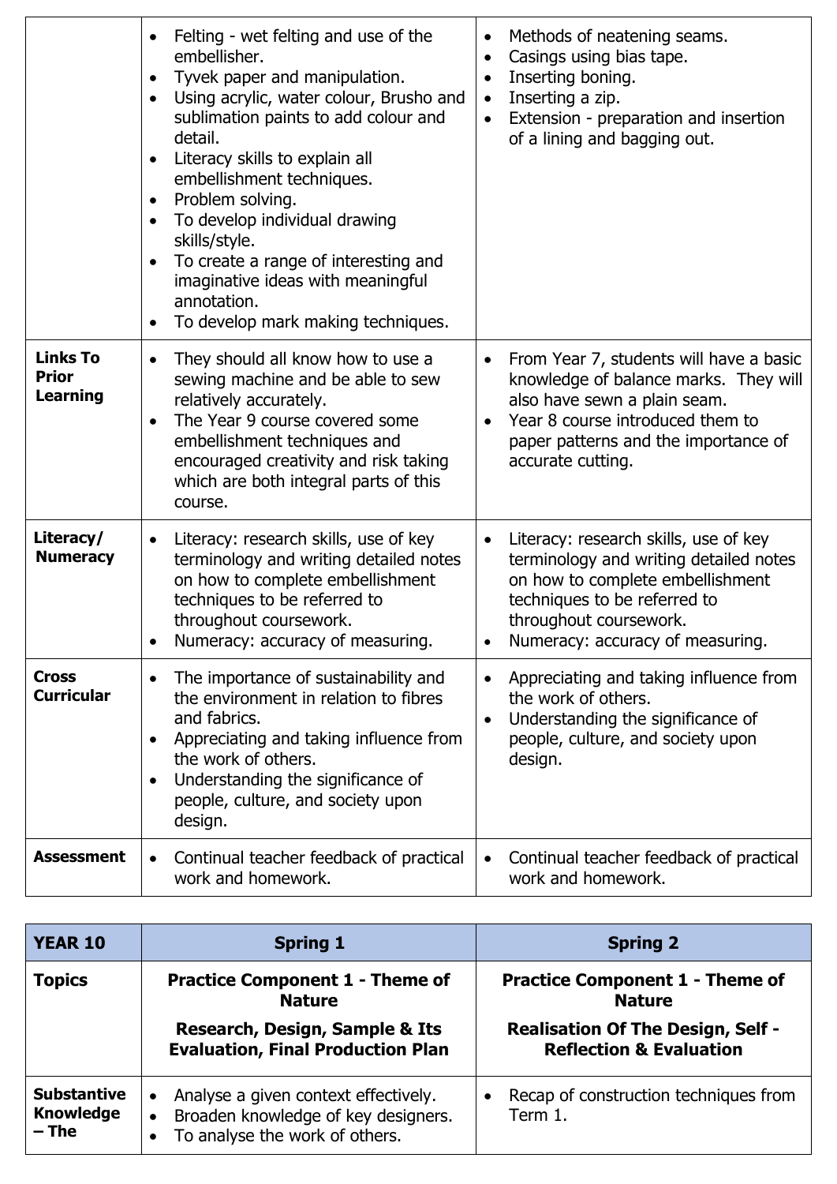| | | |
|---|---|---|
| | <ul><li>Felting - wet felting and use of the embellisher.</li><li>Tyvek paper and manipulation.</li><li>Using acrylic, water colour, Brusho and sublimation paints to add colour and detail.</li><li>Literacy skills to explain all embellishment techniques.</li><li>Problem solving.</li><li>To develop individual drawing skills/style.</li><li>To create a range of interesting and imaginative ideas with meaningful annotation.</li><li>To develop mark making techniques.</li></ul> | <ul><li>Methods of neatening seams.</li><li>Casings using bias tape.</li><li>Inserting boning.</li><li>Inserting a zip.</li><li>Extension - preparation and insertion of a lining and bagging out.</li></ul> |
| **Links To Prior Learning** | <ul><li>They should all know how to use a sewing machine and be able to sew relatively accurately.</li><li>The Year 9 course covered some embellishment techniques and encouraged creativity and risk taking which are both integral parts of this course.</li></ul> | <ul><li>From Year 7, students will have a basic knowledge of balance marks. They will also have sewn a plain seam.</li><li>Year 8 course introduced them to paper patterns and the importance of accurate cutting.</li></ul> |
| **Literacy/ Numeracy** | <ul><li>Literacy: research skills, use of key terminology and writing detailed notes on how to complete embellishment techniques to be referred to throughout coursework.</li><li>Numeracy: accuracy of measuring.</li></ul> | <ul><li>Literacy: research skills, use of key terminology and writing detailed notes on how to complete embellishment techniques to be referred to throughout coursework.</li><li>Numeracy: accuracy of measuring.</li></ul> |
| **Cross Curricular** | <ul><li>The importance of sustainability and the environment in relation to fibres and fabrics.</li><li>Appreciating and taking influence from the work of others.</li><li>Understanding the significance of people, culture, and society upon design.</li></ul> | <ul><li>Appreciating and taking influence from the work of others.</li><li>Understanding the significance of people, culture, and society upon design.</li></ul> |
| **Assessment** | <ul><li>Continual teacher feedback of practical work and homework.</li></ul> | <ul><li>Continual teacher feedback of practical work and homework.</li></ul> |

| YEAR 10 | Spring 1 | Spring 2 |
|---|---|---|
| **Topics** | **Practice Component 1 - Theme of Nature**<br>**Research, Design, Sample & Its Evaluation, Final Production Plan** | **Practice Component 1 - Theme of Nature**<br>**Realisation Of The Design, Self - Reflection & Evaluation** |
| **Substantive Knowledge – The** | <ul><li>Analyse a given context effectively.</li><li>Broaden knowledge of key designers.</li><li>To analyse the work of others.</li></ul> | <ul><li>Recap of construction techniques from Term 1.</li></ul> |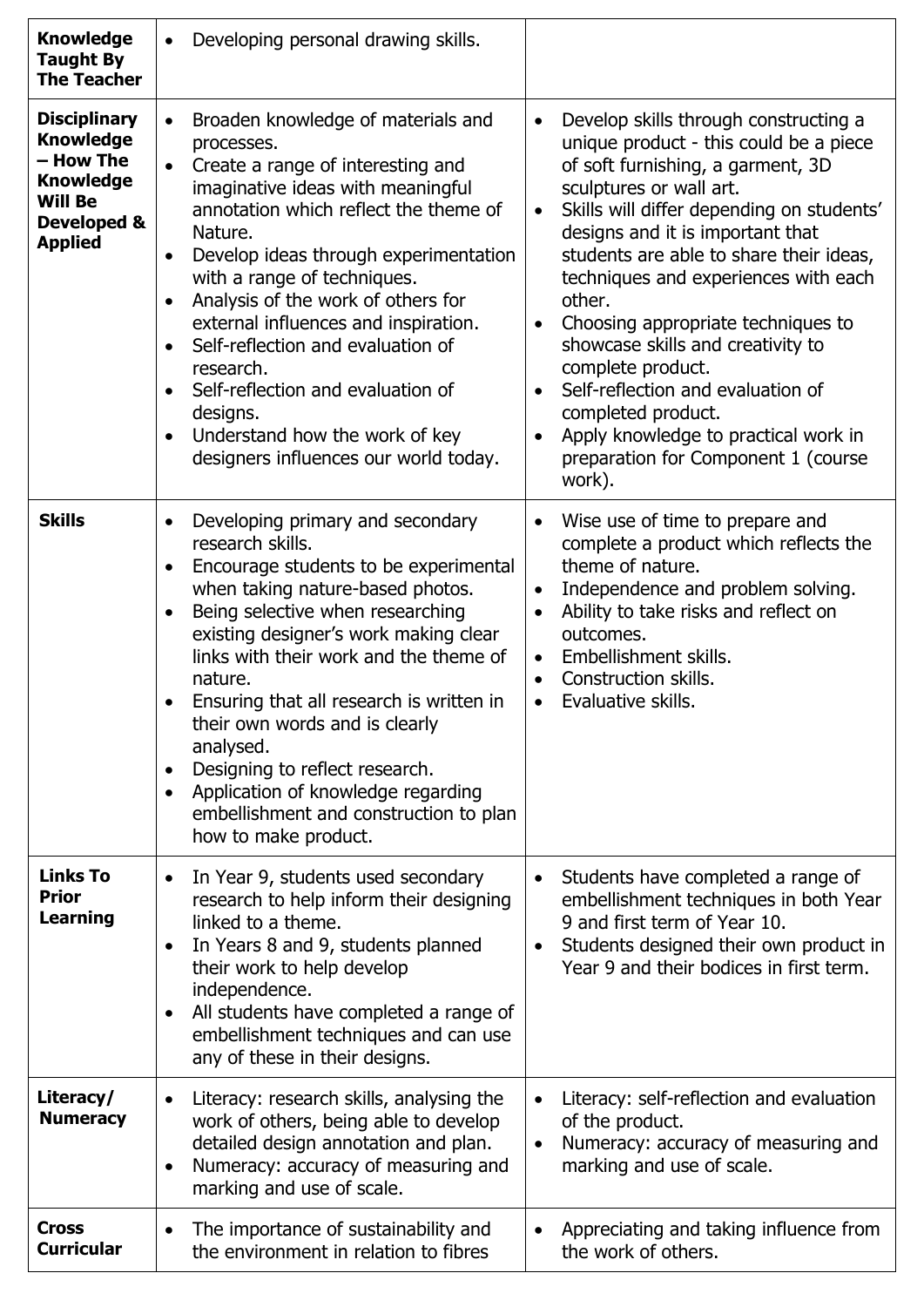| | | |
|---|---|---|
| **Knowledge Taught By The Teacher** | • Developing personal drawing skills. | |
| **Disciplinary Knowledge – How The Knowledge Will Be Developed & Applied** | • Broaden knowledge of materials and processes.<br>• Create a range of interesting and imaginative ideas with meaningful annotation which reflect the theme of Nature.<br>• Develop ideas through experimentation with a range of techniques.<br>• Analysis of the work of others for external influences and inspiration.<br>• Self-reflection and evaluation of research.<br>• Self-reflection and evaluation of designs.<br>• Understand how the work of key designers influences our world today. | • Develop skills through constructing a unique product - this could be a piece of soft furnishing, a garment, 3D sculptures or wall art.<br>• Skills will differ depending on students' designs and it is important that students are able to share their ideas, techniques and experiences with each other.<br>• Choosing appropriate techniques to showcase skills and creativity to complete product.<br>• Self-reflection and evaluation of completed product.<br>• Apply knowledge to practical work in preparation for Component 1 (course work). |
| **Skills** | • Developing primary and secondary research skills.<br>• Encourage students to be experimental when taking nature-based photos.<br>• Being selective when researching existing designer's work making clear links with their work and the theme of nature.<br>• Ensuring that all research is written in their own words and is clearly analysed.<br>• Designing to reflect research.<br>• Application of knowledge regarding embellishment and construction to plan how to make product. | • Wise use of time to prepare and complete a product which reflects the theme of nature.<br>• Independence and problem solving.<br>• Ability to take risks and reflect on outcomes.<br>• Embellishment skills.<br>• Construction skills.<br>• Evaluative skills. |
| **Links To Prior Learning** | • In Year 9, students used secondary research to help inform their designing linked to a theme.<br>• In Years 8 and 9, students planned their work to help develop independence.<br>• All students have completed a range of embellishment techniques and can use any of these in their designs. | • Students have completed a range of embellishment techniques in both Year 9 and first term of Year 10.<br>• Students designed their own product in Year 9 and their bodices in first term. |
| **Literacy/ Numeracy** | • Literacy: research skills, analysing the work of others, being able to develop detailed design annotation and plan.<br>• Numeracy: accuracy of measuring and marking and use of scale. | • Literacy: self-reflection and evaluation of the product.<br>• Numeracy: accuracy of measuring and marking and use of scale. |
| **Cross Curricular** | • The importance of sustainability and the environment in relation to fibres | • Appreciating and taking influence from the work of others. |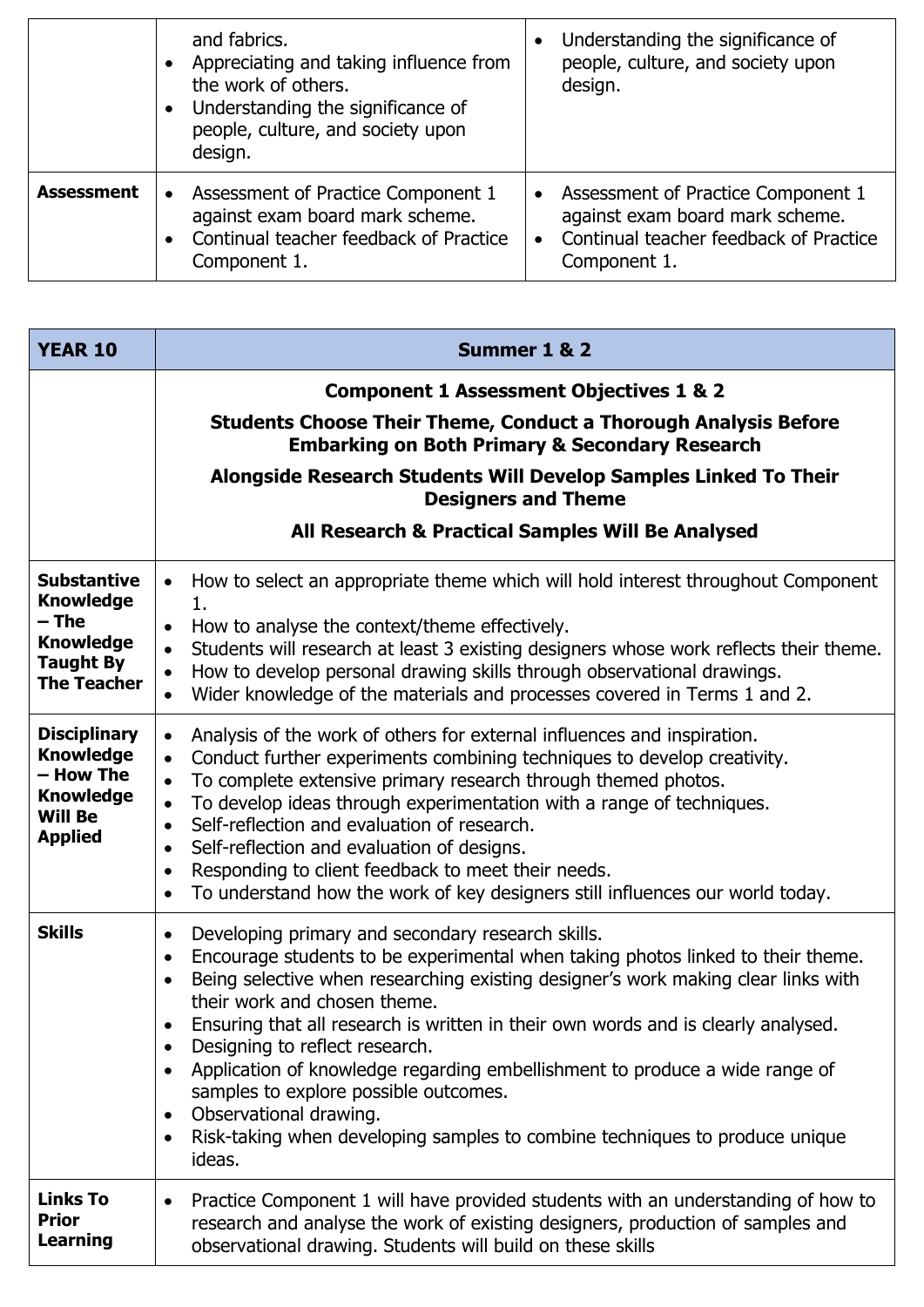|  |  |  |
|---|---|---|
|  | and fabrics.<br>• Appreciating and taking influence from the work of others.<br>• Understanding the significance of people, culture, and society upon design. | • Understanding the significance of people, culture, and society upon design. |
| **Assessment** | • Assessment of Practice Component 1 against exam board mark scheme.<br>• Continual teacher feedback of Practice Component 1. | • Assessment of Practice Component 1 against exam board mark scheme.<br>• Continual teacher feedback of Practice Component 1. |

| **YEAR 10** | **Summer 1 & 2** |
|---|---|
|  | **Component 1 Assessment Objectives 1 & 2**<br>**Students Choose Their Theme, Conduct a Thorough Analysis Before Embarking on Both Primary & Secondary Research**<br>**Alongside Research Students Will Develop Samples Linked To Their Designers and Theme**<br>**All Research & Practical Samples Will Be Analysed** |
| **Substantive Knowledge – The Knowledge Taught By The Teacher** | • How to select an appropriate theme which will hold interest throughout Component 1.<br>• How to analyse the context/theme effectively.<br>• Students will research at least 3 existing designers whose work reflects their theme.<br>• How to develop personal drawing skills through observational drawings.<br>• Wider knowledge of the materials and processes covered in Terms 1 and 2. |
| **Disciplinary Knowledge – How The Knowledge Will Be Applied** | • Analysis of the work of others for external influences and inspiration.<br>• Conduct further experiments combining techniques to develop creativity.<br>• To complete extensive primary research through themed photos.<br>• To develop ideas through experimentation with a range of techniques.<br>• Self-reflection and evaluation of research.<br>• Self-reflection and evaluation of designs.<br>• Responding to client feedback to meet their needs.<br>• To understand how the work of key designers still influences our world today. |
| **Skills** | • Developing primary and secondary research skills.<br>• Encourage students to be experimental when taking photos linked to their theme.<br>• Being selective when researching existing designer's work making clear links with their work and chosen theme.<br>• Ensuring that all research is written in their own words and is clearly analysed.<br>• Designing to reflect research.<br>• Application of knowledge regarding embellishment to produce a wide range of samples to explore possible outcomes.<br>• Observational drawing.<br>• Risk-taking when developing samples to combine techniques to produce unique ideas. |
| **Links To Prior Learning** | • Practice Component 1 will have provided students with an understanding of how to research and analyse the work of existing designers, production of samples and observational drawing. Students will build on these skills |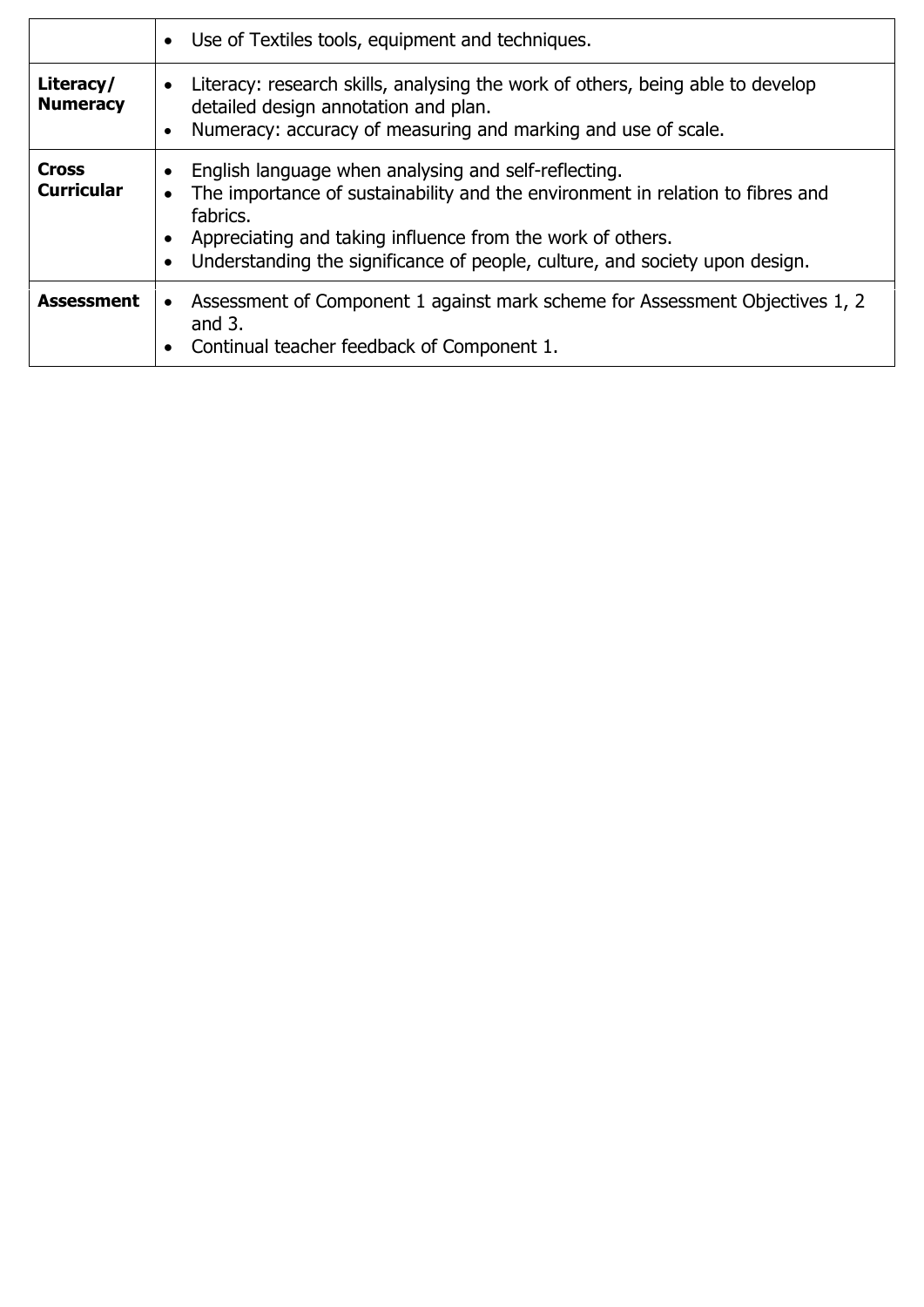| | |
|---|---|
| | • Use of Textiles tools, equipment and techniques. |
| **Literacy/ Numeracy** | • Literacy: research skills, analysing the work of others, being able to develop detailed design annotation and plan.<br>• Numeracy: accuracy of measuring and marking and use of scale. |
| **Cross Curricular** | • English language when analysing and self-reflecting.<br>• The importance of sustainability and the environment in relation to fibres and fabrics.<br>• Appreciating and taking influence from the work of others.<br>• Understanding the significance of people, culture, and society upon design. |
| **Assessment** | • Assessment of Component 1 against mark scheme for Assessment Objectives 1, 2 and 3.<br>• Continual teacher feedback of Component 1. |